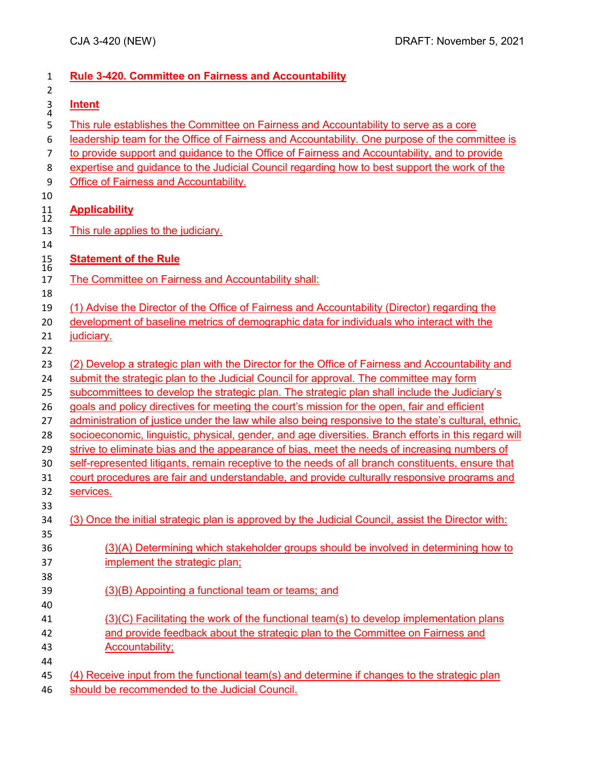# Rule 3-420. Committee on Fairness and Accountability

## Intent

This rule establishes the Committee on Fairness and Accountability to serve as a core leadership team for the Office of Fairness and Accountability. One purpose of the committee is to provide support and guidance to the Office of Fairness and Accountability, and to provide expertise and guidance to the Judicial Council regarding how to best support the work of the Office of Fairness and Accountability.

## Applicability

This rule applies to the judiciary.

## Statement of the Rule

The Committee on Fairness and Accountability shall:

(1) Advise the Director of the Office of Fairness and Accountability (Director) regarding the development of baseline metrics of demographic data for individuals who interact with the judiciary.

(2) Develop a strategic plan with the Director for the Office of Fairness and Accountability and submit the strategic plan to the Judicial Council for approval. The committee may form subcommittees to develop the strategic plan. The strategic plan shall include the Judiciary's goals and policy directives for meeting the court's mission for the open, fair and efficient administration of justice under the law while also being responsive to the state's cultural, ethnic, socioeconomic, linguistic, physical, gender, and age diversities. Branch efforts in this regard will strive to eliminate bias and the appearance of bias, meet the needs of increasing numbers of self-represented litigants, remain receptive to the needs of all branch constituents, ensure that court procedures are fair and understandable, and provide culturally responsive programs and services.

(3) Once the initial strategic plan is approved by the Judicial Council, assist the Director with:

> (3)(A) Determining which stakeholder groups should be involved in determining how to implement the strategic plan;
>
> (3)(B) Appointing a functional team or teams; and
>
> (3)(C) Facilitating the work of the functional team(s) to develop implementation plans and provide feedback about the strategic plan to the Committee on Fairness and Accountability;

(4) Receive input from the functional team(s) and determine if changes to the strategic plan should be recommended to the Judicial Council.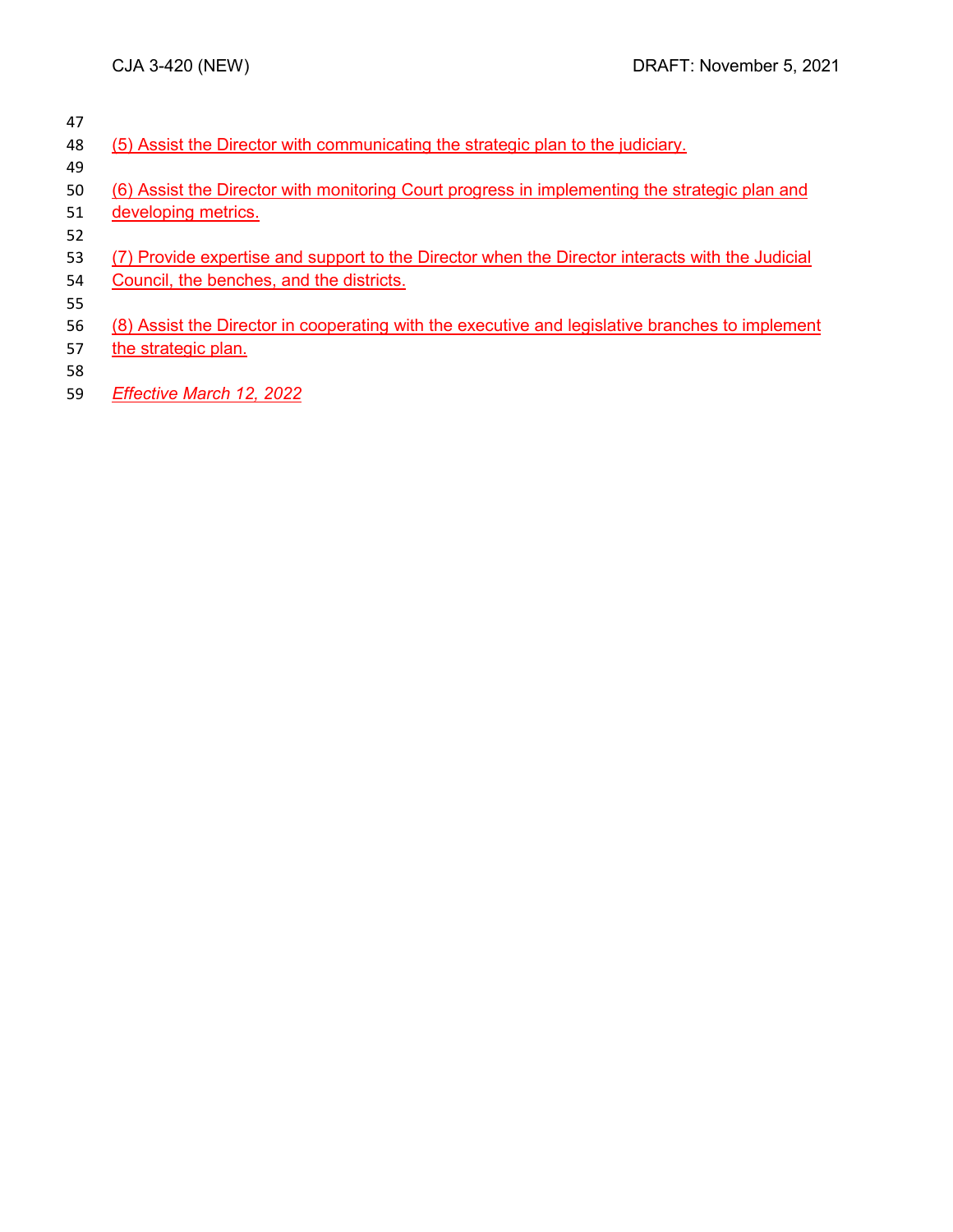(5) Assist the Director with communicating the strategic plan to the judiciary.

(6) Assist the Director with monitoring Court progress in implementing the strategic plan and developing metrics.

(7) Provide expertise and support to the Director when the Director interacts with the Judicial Council, the benches, and the districts.

(8) Assist the Director in cooperating with the executive and legislative branches to implement the strategic plan.

*Effective March 12, 2022*